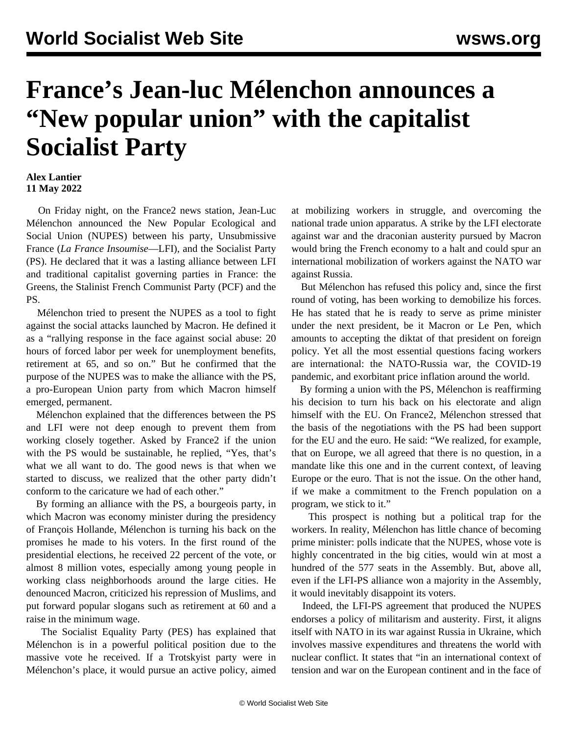# France's Jean-luc Mélenchon announces a "New popular union" with the capitalist Socialist Party

**Alex Lantier**
**11 May 2022**

On Friday night, on the France2 news station, Jean-Luc Mélenchon announced the New Popular Ecological and Social Union (NUPES) between his party, Unsubmissive France (*La France Insoumise*—LFI), and the Socialist Party (PS). He declared that it was a lasting alliance between LFI and traditional capitalist governing parties in France: the Greens, the Stalinist French Communist Party (PCF) and the PS.

Mélenchon tried to present the NUPES as a tool to fight against the social attacks launched by Macron. He defined it as a "rallying response in the face against social abuse: 20 hours of forced labor per week for unemployment benefits, retirement at 65, and so on." But he confirmed that the purpose of the NUPES was to make the alliance with the PS, a pro-European Union party from which Macron himself emerged, permanent.

Mélenchon explained that the differences between the PS and LFI were not deep enough to prevent them from working closely together. Asked by France2 if the union with the PS would be sustainable, he replied, "Yes, that's what we all want to do. The good news is that when we started to discuss, we realized that the other party didn't conform to the caricature we had of each other."

By forming an alliance with the PS, a bourgeois party, in which Macron was economy minister during the presidency of François Hollande, Mélenchon is turning his back on the promises he made to his voters. In the first round of the presidential elections, he received 22 percent of the vote, or almost 8 million votes, especially among young people in working class neighborhoods around the large cities. He denounced Macron, criticized his repression of Muslims, and put forward popular slogans such as retirement at 60 and a raise in the minimum wage.

The Socialist Equality Party (PES) has explained that Mélenchon is in a powerful political position due to the massive vote he received. If a Trotskyist party were in Mélenchon's place, it would pursue an active policy, aimed at mobilizing workers in struggle, and overcoming the national trade union apparatus. A strike by the LFI electorate against war and the draconian austerity pursued by Macron would bring the French economy to a halt and could spur an international mobilization of workers against the NATO war against Russia.

But Mélenchon has refused this policy and, since the first round of voting, has been working to demobilize his forces. He has stated that he is ready to serve as prime minister under the next president, be it Macron or Le Pen, which amounts to accepting the diktat of that president on foreign policy. Yet all the most essential questions facing workers are international: the NATO-Russia war, the COVID-19 pandemic, and exorbitant price inflation around the world.

By forming a union with the PS, Mélenchon is reaffirming his decision to turn his back on his electorate and align himself with the EU. On France2, Mélenchon stressed that the basis of the negotiations with the PS had been support for the EU and the euro. He said: "We realized, for example, that on Europe, we all agreed that there is no question, in a mandate like this one and in the current context, of leaving Europe or the euro. That is not the issue. On the other hand, if we make a commitment to the French population on a program, we stick to it."

This prospect is nothing but a political trap for the workers. In reality, Mélenchon has little chance of becoming prime minister: polls indicate that the NUPES, whose vote is highly concentrated in the big cities, would win at most a hundred of the 577 seats in the Assembly. But, above all, even if the LFI-PS alliance won a majority in the Assembly, it would inevitably disappoint its voters.

Indeed, the LFI-PS agreement that produced the NUPES endorses a policy of militarism and austerity. First, it aligns itself with NATO in its war against Russia in Ukraine, which involves massive expenditures and threatens the world with nuclear conflict. It states that "in an international context of tension and war on the European continent and in the face of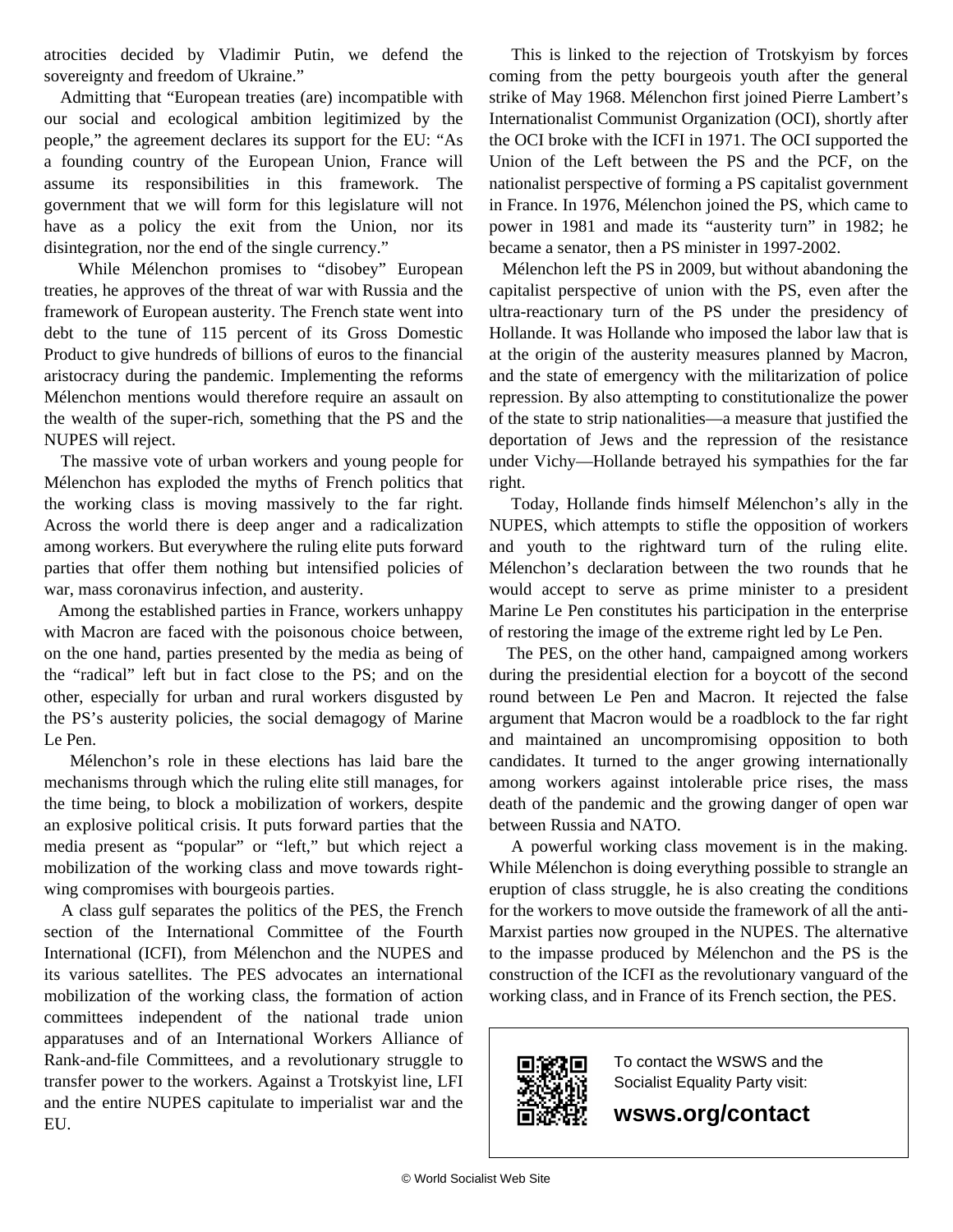atrocities decided by Vladimir Putin, we defend the sovereignty and freedom of Ukraine."

Admitting that "European treaties (are) incompatible with our social and ecological ambition legitimized by the people," the agreement declares its support for the EU: "As a founding country of the European Union, France will assume its responsibilities in this framework. The government that we will form for this legislature will not have as a policy the exit from the Union, nor its disintegration, nor the end of the single currency."

While Mélenchon promises to "disobey" European treaties, he approves of the threat of war with Russia and the framework of European austerity. The French state went into debt to the tune of 115 percent of its Gross Domestic Product to give hundreds of billions of euros to the financial aristocracy during the pandemic. Implementing the reforms Mélenchon mentions would therefore require an assault on the wealth of the super-rich, something that the PS and the NUPES will reject.

The massive vote of urban workers and young people for Mélenchon has exploded the myths of French politics that the working class is moving massively to the far right. Across the world there is deep anger and a radicalization among workers. But everywhere the ruling elite puts forward parties that offer them nothing but intensified policies of war, mass coronavirus infection, and austerity.

Among the established parties in France, workers unhappy with Macron are faced with the poisonous choice between, on the one hand, parties presented by the media as being of the "radical" left but in fact close to the PS; and on the other, especially for urban and rural workers disgusted by the PS's austerity policies, the social demagogy of Marine Le Pen.

Mélenchon's role in these elections has laid bare the mechanisms through which the ruling elite still manages, for the time being, to block a mobilization of workers, despite an explosive political crisis. It puts forward parties that the media present as "popular" or "left," but which reject a mobilization of the working class and move towards right-wing compromises with bourgeois parties.

A class gulf separates the politics of the PES, the French section of the International Committee of the Fourth International (ICFI), from Mélenchon and the NUPES and its various satellites. The PES advocates an international mobilization of the working class, the formation of action committees independent of the national trade union apparatuses and of an International Workers Alliance of Rank-and-file Committees, and a revolutionary struggle to transfer power to the workers. Against a Trotskyist line, LFI and the entire NUPES capitulate to imperialist war and the EU.

This is linked to the rejection of Trotskyism by forces coming from the petty bourgeois youth after the general strike of May 1968. Mélenchon first joined Pierre Lambert's Internationalist Communist Organization (OCI), shortly after the OCI broke with the ICFI in 1971. The OCI supported the Union of the Left between the PS and the PCF, on the nationalist perspective of forming a PS capitalist government in France. In 1976, Mélenchon joined the PS, which came to power in 1981 and made its "austerity turn" in 1982; he became a senator, then a PS minister in 1997-2002.

Mélenchon left the PS in 2009, but without abandoning the capitalist perspective of union with the PS, even after the ultra-reactionary turn of the PS under the presidency of Hollande. It was Hollande who imposed the labor law that is at the origin of the austerity measures planned by Macron, and the state of emergency with the militarization of police repression. By also attempting to constitutionalize the power of the state to strip nationalities—a measure that justified the deportation of Jews and the repression of the resistance under Vichy—Hollande betrayed his sympathies for the far right.

Today, Hollande finds himself Mélenchon's ally in the NUPES, which attempts to stifle the opposition of workers and youth to the rightward turn of the ruling elite. Mélenchon's declaration between the two rounds that he would accept to serve as prime minister to a president Marine Le Pen constitutes his participation in the enterprise of restoring the image of the extreme right led by Le Pen.

The PES, on the other hand, campaigned among workers during the presidential election for a boycott of the second round between Le Pen and Macron. It rejected the false argument that Macron would be a roadblock to the far right and maintained an uncompromising opposition to both candidates. It turned to the anger growing internationally among workers against intolerable price rises, the mass death of the pandemic and the growing danger of open war between Russia and NATO.

A powerful working class movement is in the making. While Mélenchon is doing everything possible to strangle an eruption of class struggle, he is also creating the conditions for the workers to move outside the framework of all the anti-Marxist parties now grouped in the NUPES. The alternative to the impasse produced by Mélenchon and the PS is the construction of the ICFI as the revolutionary vanguard of the working class, and in France of its French section, the PES.

To contact the WSWS and the Socialist Equality Party visit:

**wsws.org/contact**